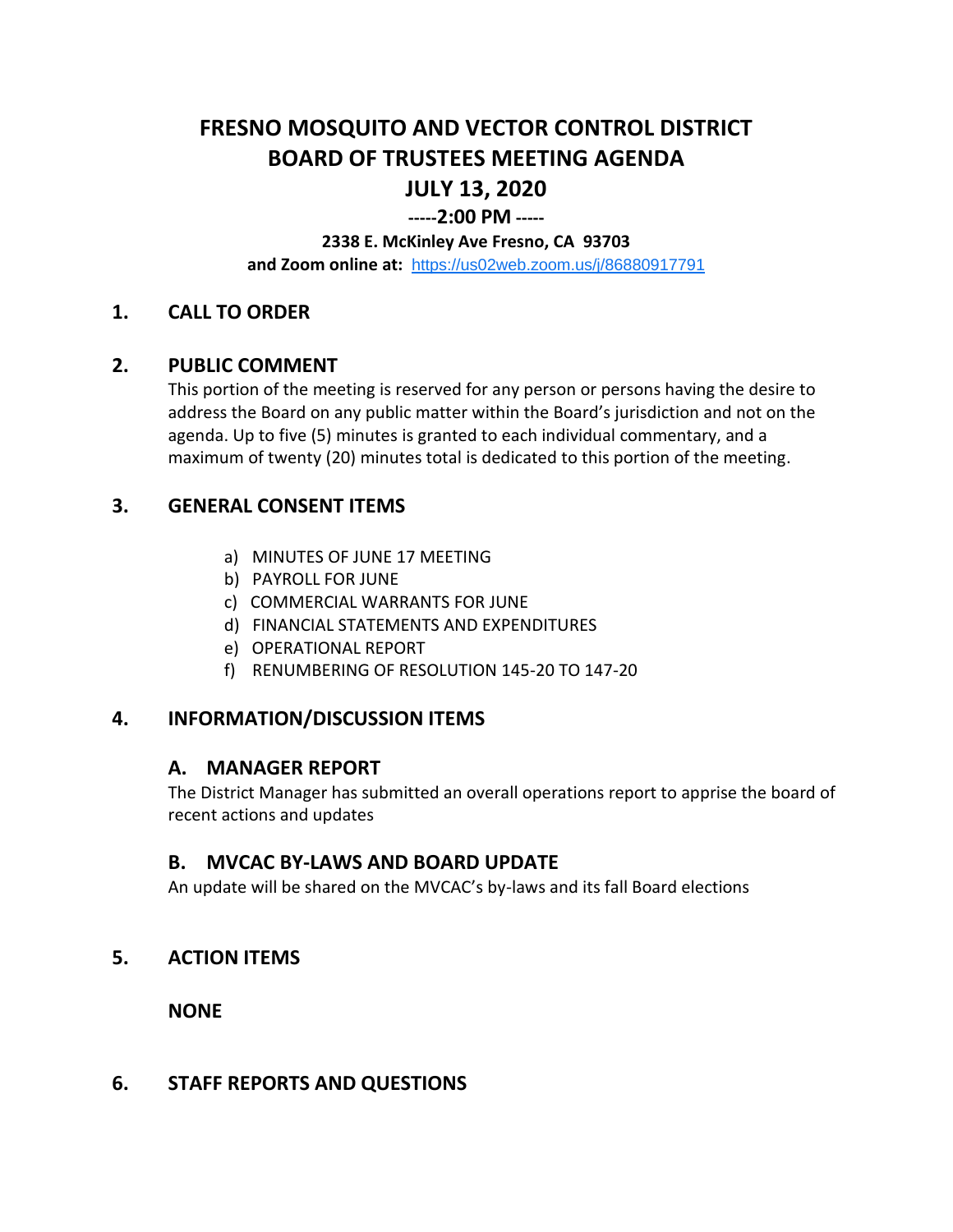# FRESNO MOSQUITO AND VECTOR CONTROL DISTRICT
# BOARD OF TRUSTEES MEETING AGENDA
# JULY 13, 2020

**-----2:00 PM -----**

**2338 E. McKinley Ave Fresno, CA 93703**

**and Zoom online at:** https://us02web.zoom.us/j/86880917791

## 1. CALL TO ORDER

## 2. PUBLIC COMMENT

This portion of the meeting is reserved for any person or persons having the desire to address the Board on any public matter within the Board's jurisdiction and not on the agenda. Up to five (5) minutes is granted to each individual commentary, and a maximum of twenty (20) minutes total is dedicated to this portion of the meeting.

## 3. GENERAL CONSENT ITEMS

a) MINUTES OF JUNE 17 MEETING
b) PAYROLL FOR JUNE
c) COMMERCIAL WARRANTS FOR JUNE
d) FINANCIAL STATEMENTS AND EXPENDITURES
e) OPERATIONAL REPORT
f) RENUMBERING OF RESOLUTION 145-20 TO 147-20

## 4. INFORMATION/DISCUSSION ITEMS

### A. MANAGER REPORT

The District Manager has submitted an overall operations report to apprise the board of recent actions and updates

### B. MVCAC BY-LAWS AND BOARD UPDATE

An update will be shared on the MVCAC's by-laws and its fall Board elections

## 5. ACTION ITEMS

**NONE**

## 6. STAFF REPORTS AND QUESTIONS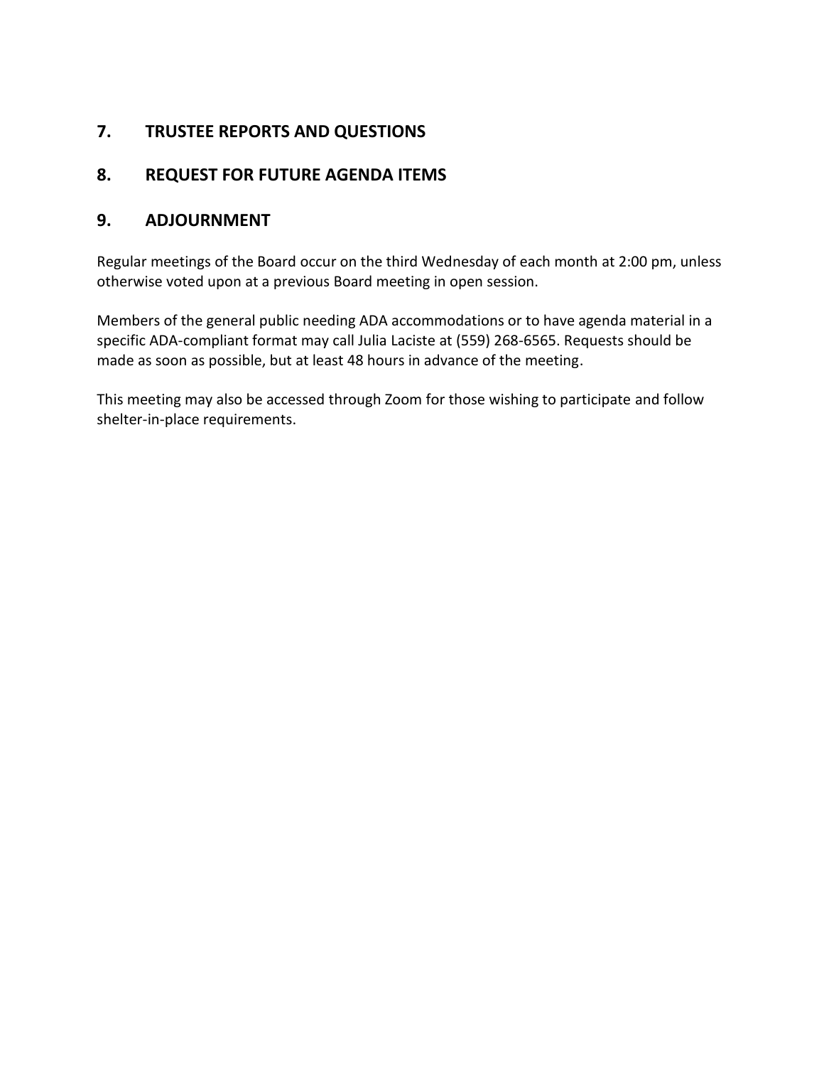## 7. TRUSTEE REPORTS AND QUESTIONS

## 8. REQUEST FOR FUTURE AGENDA ITEMS

## 9. ADJOURNMENT

Regular meetings of the Board occur on the third Wednesday of each month at 2:00 pm, unless otherwise voted upon at a previous Board meeting in open session.

Members of the general public needing ADA accommodations or to have agenda material in a specific ADA-compliant format may call Julia Laciste at (559) 268-6565. Requests should be made as soon as possible, but at least 48 hours in advance of the meeting.

This meeting may also be accessed through Zoom for those wishing to participate and follow shelter-in-place requirements.